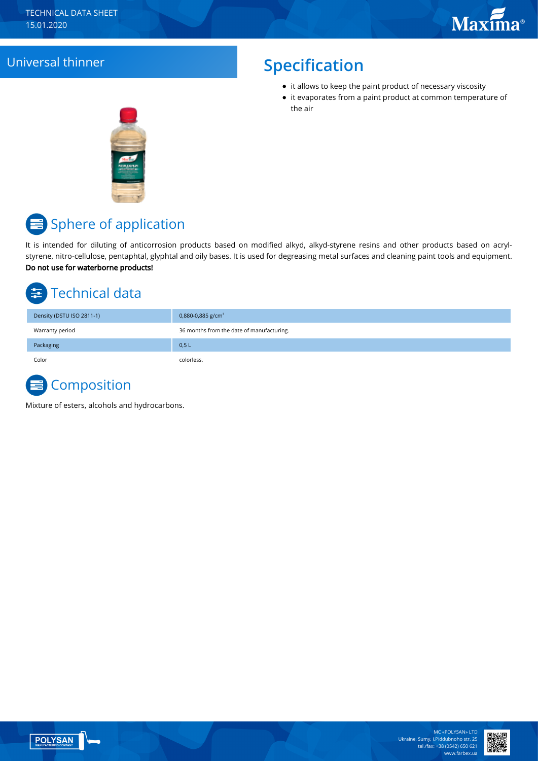TECHNICAL DATA SHEET
15.01.2020

# Universal thinner

## Specification

- it allows to keep the paint product of necessary viscosity
- it evaporates from a paint product at common temperature of the air

## Sphere of application

It is intended for diluting of anticorrosion products based on modified alkyd, alkyd-styrene resins and other products based on acryl-styrene, nitro-cellulose, pentaphtal, glyphtal and oily bases. It is used for degreasing metal surfaces and cleaning paint tools and equipment. **Do not use for waterborne products!**

## Technical data

| | |
|---|---|
| Density (DSTU ISO 2811-1) | 0,880-0,885 g/cm$^3$ |
| Warranty period | 36 months from the date of manufacturing. |
| Packaging | 0,5 L |
| Color | colorless. |

## Composition

Mixture of esters, alcohols and hydrocarbons.

MC «POLYSAN» LTD
Ukraine, Sumy, I.Piddubnoho str. 25
tel./fax: +38 (0542) 650 621
www.farbex.ua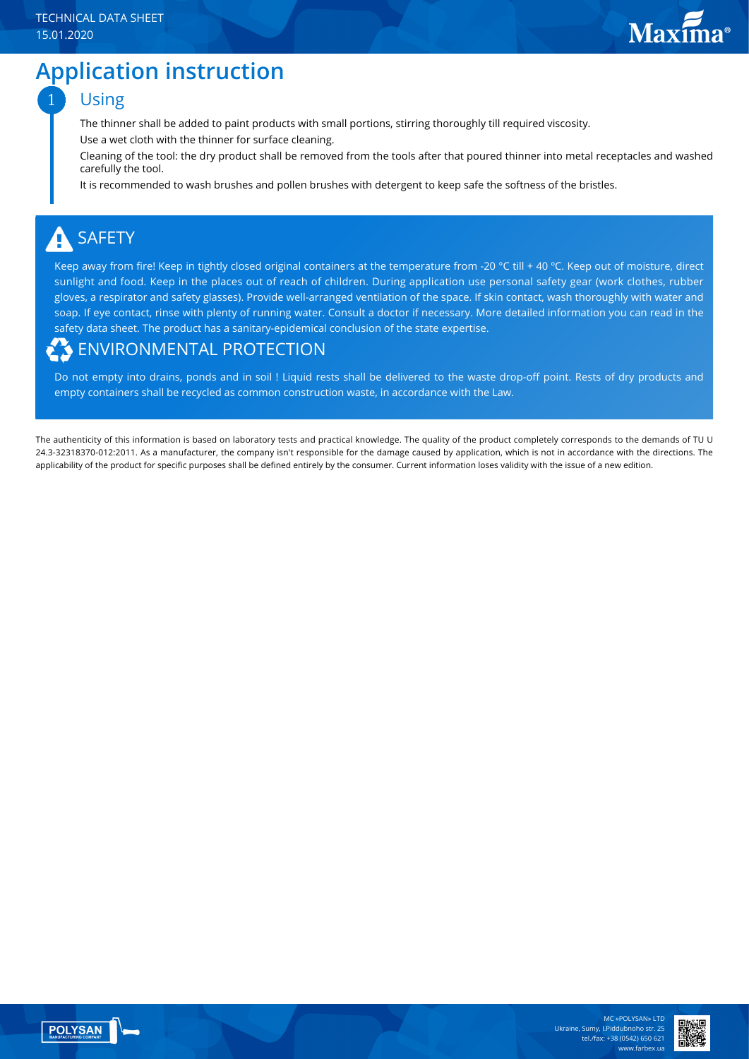# Application instruction

## 1 Using

The thinner shall be added to paint products with small portions, stirring thoroughly till required viscosity.

Use a wet cloth with the thinner for surface cleaning.

Cleaning of the tool: the dry product shall be removed from the tools after that poured thinner into metal receptacles and washed carefully the tool.

It is recommended to wash brushes and pollen brushes with detergent to keep safe the softness of the bristles.

## SAFETY

Keep away from fire! Keep in tightly closed original containers at the temperature from -20 °C till + 40 °C. Keep out of moisture, direct sunlight and food. Keep in the places out of reach of children. During application use personal safety gear (work clothes, rubber gloves, a respirator and safety glasses). Provide well-arranged ventilation of the space. If skin contact, wash thoroughly with water and soap. If eye contact, rinse with plenty of running water. Consult a doctor if necessary. More detailed information you can read in the safety data sheet. The product has a sanitary-epidemical conclusion of the state expertise.

## ENVIRONMENTAL PROTECTION

Do not empty into drains, ponds and in soil ! Liquid rests shall be delivered to the waste drop-off point. Rests of dry products and empty containers shall be recycled as common construction waste, in accordance with the Law.

The authenticity of this information is based on laboratory tests and practical knowledge. The quality of the product completely corresponds to the demands of TU U 24.3-32318370-012:2011. As a manufacturer, the company isn't responsible for the damage caused by application, which is not in accordance with the directions. The applicability of the product for specific purposes shall be defined entirely by the consumer. Current information loses validity with the issue of a new edition.

MC «POLYSAN» LTD
Ukraine, Sumy, I.Piddubnoho str. 25
tel./fax: +38 (0542) 650 621
www.farbex.ua